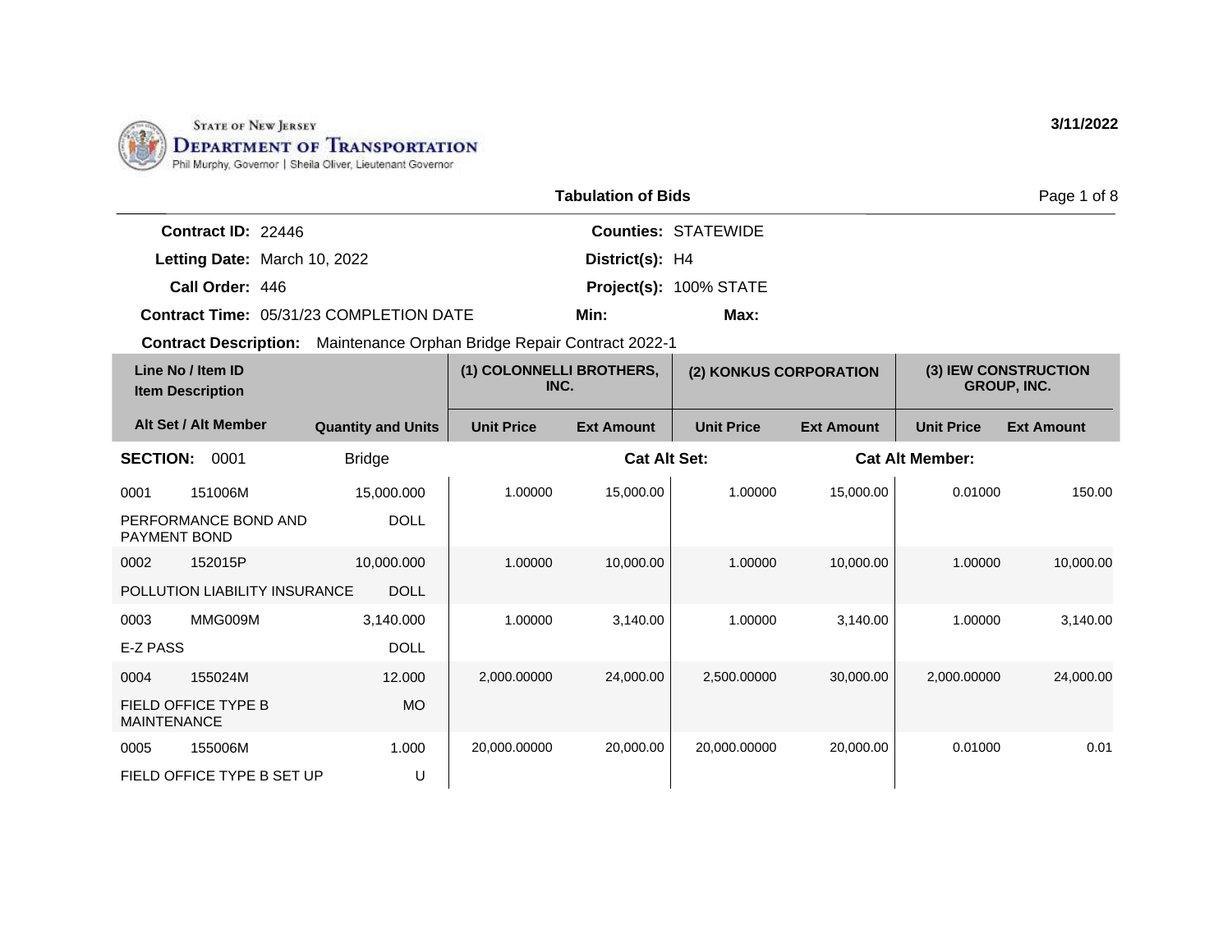STATE OF NEW JERSEY
DEPARTMENT OF TRANSPORTATION
Phil Murphy, Governor | Sheila Oliver, Lieutenant Governor

3/11/2022

## Tabulation of Bids

**Contract ID:** 22446
**Letting Date:** March 10, 2022
**Call Order:** 446
**Contract Time:** 05/31/23 COMPLETION DATE
**Counties:** STATEWIDE
**District(s):** H4
**Project(s):** 100% STATE
**Min:**
**Max:**

**Contract Description:** Maintenance Orphan Bridge Repair Contract 2022-1

| Line No / Item ID / Item Description | Alt Set / Alt Member | Quantity and Units | (1) COLONNELLI BROTHERS, INC. Unit Price | (1) COLONNELLI BROTHERS, INC. Ext Amount | (2) KONKUS CORPORATION Unit Price | (2) KONKUS CORPORATION Ext Amount | (3) IEW CONSTRUCTION GROUP, INC. Unit Price | (3) IEW CONSTRUCTION GROUP, INC. Ext Amount |
|---|---|---|---|---|---|---|---|---|
| **SECTION: 0001** | | Bridge | | **Cat Alt Set:** | | **Cat Alt Member:** | | |
| 0001 151006M PERFORMANCE BOND AND PAYMENT BOND | | 15,000.000 DOLL | 1.00000 | 15,000.00 | 1.00000 | 15,000.00 | 0.01000 | 150.00 |
| 0002 152015P POLLUTION LIABILITY INSURANCE | | 10,000.000 DOLL | 1.00000 | 10,000.00 | 1.00000 | 10,000.00 | 1.00000 | 10,000.00 |
| 0003 MMG009M E-Z PASS | | 3,140.000 DOLL | 1.00000 | 3,140.00 | 1.00000 | 3,140.00 | 1.00000 | 3,140.00 |
| 0004 155024M FIELD OFFICE TYPE B MAINTENANCE | | 12.000 MO | 2,000.00000 | 24,000.00 | 2,500.00000 | 30,000.00 | 2,000.00000 | 24,000.00 |
| 0005 155006M FIELD OFFICE TYPE B SET UP | | 1.000 U | 20,000.00000 | 20,000.00 | 20,000.00000 | 20,000.00 | 0.01000 | 0.01 |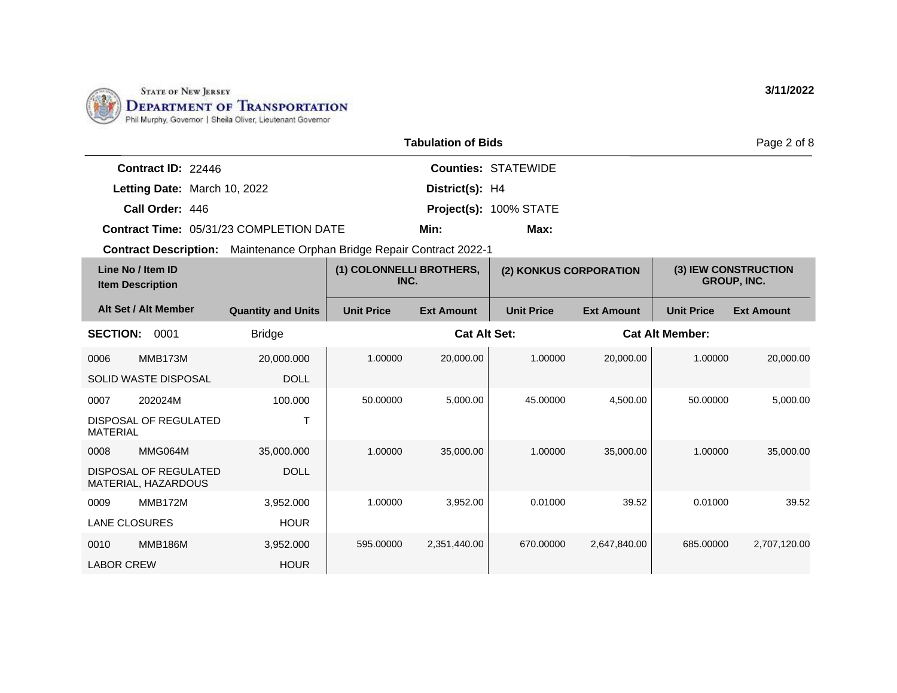STATE OF NEW JERSEY
DEPARTMENT OF TRANSPORTATION
Phil Murphy, Governor | Sheila Oliver, Lieutenant Governor

3/11/2022

## Tabulation of Bids

**Contract ID:** 22446
**Letting Date:** March 10, 2022
**Call Order:** 446
**Contract Time:** 05/31/23 COMPLETION DATE

**Counties:** STATEWIDE
**District(s):** H4
**Project(s):** 100% STATE
**Min:**
**Max:**

**Contract Description:** Maintenance Orphan Bridge Repair Contract 2022-1

| Line No / Item ID / Item Description | Alt Set / Alt Member | Quantity and Units | (1) COLONNELLI BROTHERS, INC. Unit Price | (1) COLONNELLI BROTHERS, INC. Ext Amount | (2) KONKUS CORPORATION Unit Price | (2) KONKUS CORPORATION Ext Amount | (3) IEW CONSTRUCTION GROUP, INC. Unit Price | (3) IEW CONSTRUCTION GROUP, INC. Ext Amount |
|---|---|---|---|---|---|---|---|---|
| **SECTION: 0001** | | Bridge | | **Cat Alt Set:** | | **Cat Alt Member:** | | |
| 0006 MMB173M SOLID WASTE DISPOSAL | | 20,000.000 DOLL | 1.00000 | 20,000.00 | 1.00000 | 20,000.00 | 1.00000 | 20,000.00 |
| 0007 202024M DISPOSAL OF REGULATED MATERIAL | | 100.000 T | 50.00000 | 5,000.00 | 45.00000 | 4,500.00 | 50.00000 | 5,000.00 |
| 0008 MMG064M DISPOSAL OF REGULATED MATERIAL, HAZARDOUS | | 35,000.000 DOLL | 1.00000 | 35,000.00 | 1.00000 | 35,000.00 | 1.00000 | 35,000.00 |
| 0009 MMB172M LANE CLOSURES | | 3,952.000 HOUR | 1.00000 | 3,952.00 | 0.01000 | 39.52 | 0.01000 | 39.52 |
| 0010 MMB186M LABOR CREW | | 3,952.000 HOUR | 595.00000 | 2,351,440.00 | 670.00000 | 2,647,840.00 | 685.00000 | 2,707,120.00 |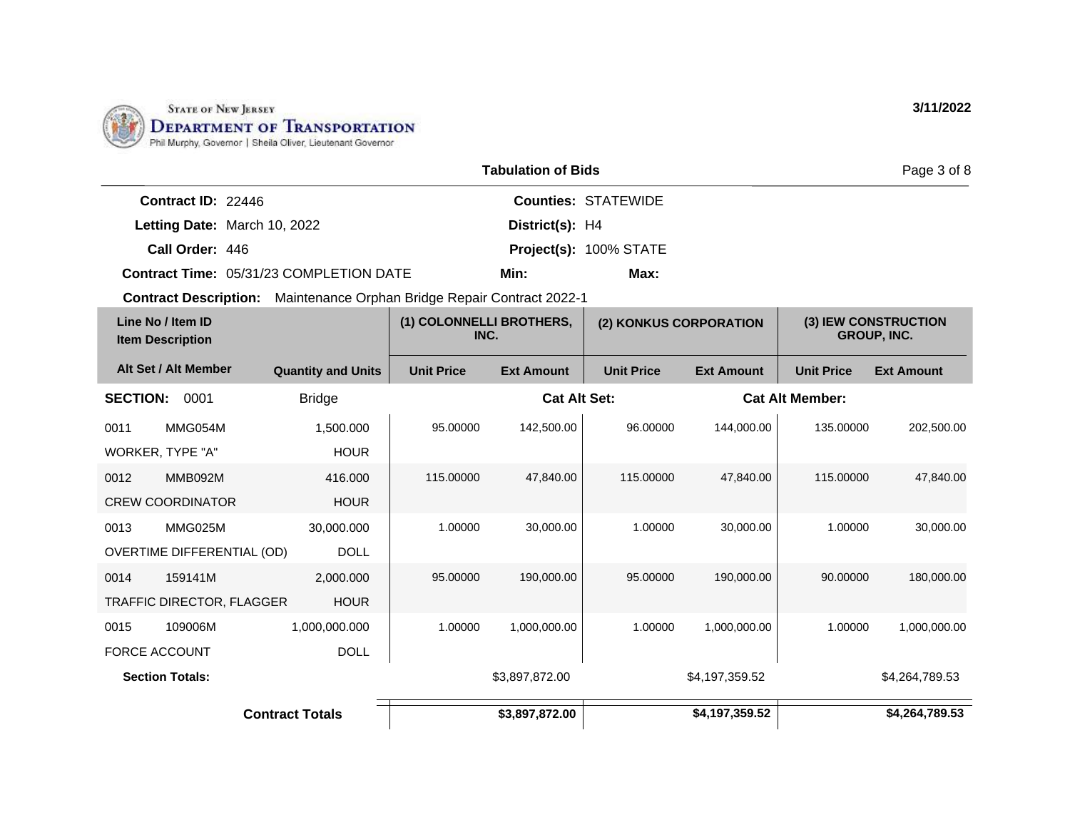STATE OF NEW JERSEY
DEPARTMENT OF TRANSPORTATION
Phil Murphy, Governor | Sheila Oliver, Lieutenant Governor

3/11/2022

## Tabulation of Bids

**Contract ID:** 22446
**Letting Date:** March 10, 2022
**Call Order:** 446
**Contract Time:** 05/31/23 COMPLETION DATE
**Contract Description:** Maintenance Orphan Bridge Repair Contract 2022-1

**Counties:** STATEWIDE
**District(s):** H4
**Project(s):** 100% STATE
**Min:**
**Max:**

| Line No / Item ID | Item Description / Alt Set / Alt Member | Quantity and Units | (1) COLONNELLI BROTHERS, INC. Unit Price | (1) COLONNELLI BROTHERS, INC. Ext Amount | (2) KONKUS CORPORATION Unit Price | (2) KONKUS CORPORATION Ext Amount | (3) IEW CONSTRUCTION GROUP, INC. Unit Price | (3) IEW CONSTRUCTION GROUP, INC. Ext Amount |
|---|---|---|---|---|---|---|---|---|
| **SECTION: 0001** | Bridge | | | **Cat Alt Set:** | | **Cat Alt Member:** | | |
| 0011 MMG054M | WORKER, TYPE "A" | 1,500.000 HOUR | 95.00000 | 142,500.00 | 96.00000 | 144,000.00 | 135.00000 | 202,500.00 |
| 0012 MMB092M | CREW COORDINATOR | 416.000 HOUR | 115.00000 | 47,840.00 | 115.00000 | 47,840.00 | 115.00000 | 47,840.00 |
| 0013 MMG025M | OVERTIME DIFFERENTIAL (OD) | 30,000.000 DOLL | 1.00000 | 30,000.00 | 1.00000 | 30,000.00 | 1.00000 | 30,000.00 |
| 0014 159141M | TRAFFIC DIRECTOR, FLAGGER | 2,000.000 HOUR | 95.00000 | 190,000.00 | 95.00000 | 190,000.00 | 90.00000 | 180,000.00 |
| 0015 109006M | FORCE ACCOUNT | 1,000,000.000 DOLL | 1.00000 | 1,000,000.00 | 1.00000 | 1,000,000.00 | 1.00000 | 1,000,000.00 |
| **Section Totals:** | | | | $3,897,872.00 | | $4,197,359.52 | | $4,264,789.53 |
| **Contract Totals** | | | | **$3,897,872.00** | | **$4,197,359.52** | | **$4,264,789.53** |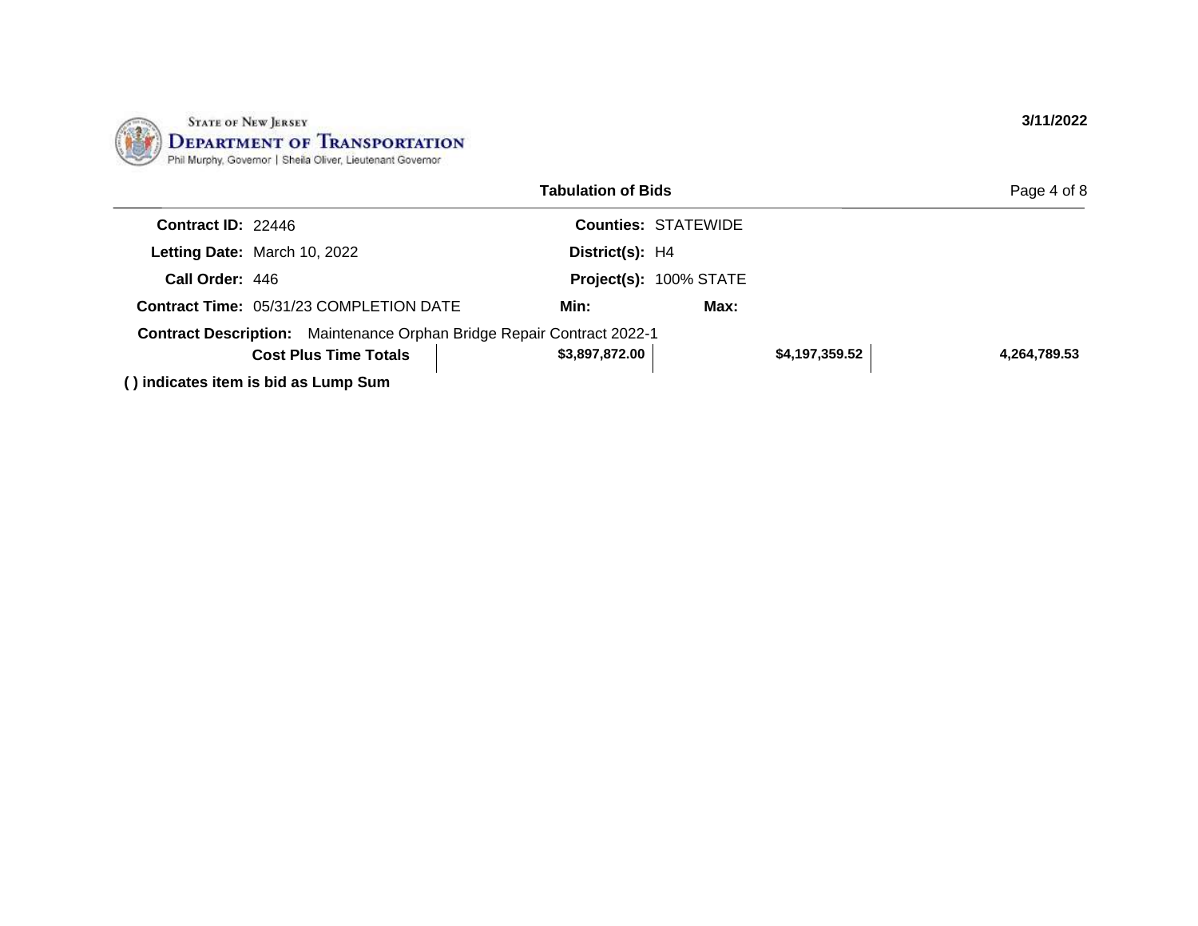STATE OF NEW JERSEY
**DEPARTMENT OF TRANSPORTATION**
Phil Murphy, Governor | Sheila Oliver, Lieutenant Governor

**3/11/2022**

**Tabulation of Bids**

| | | | |
|---|---|---|---|
| **Contract ID:** | 22446 | **Counties:** | STATEWIDE |
| **Letting Date:** | March 10, 2022 | **District(s):** | H4 |
| **Call Order:** | 446 | **Project(s):** | 100% STATE |
| **Contract Time:** | 05/31/23 COMPLETION DATE | **Min:** | **Max:** |

**Contract Description:** Maintenance Orphan Bridge Repair Contract 2022-1

| | | | |
|---|---|---|---|
| **Cost Plus Time Totals** | **$3,897,872.00** | **$4,197,359.52** | **4,264,789.53** |

**( ) indicates item is bid as Lump Sum**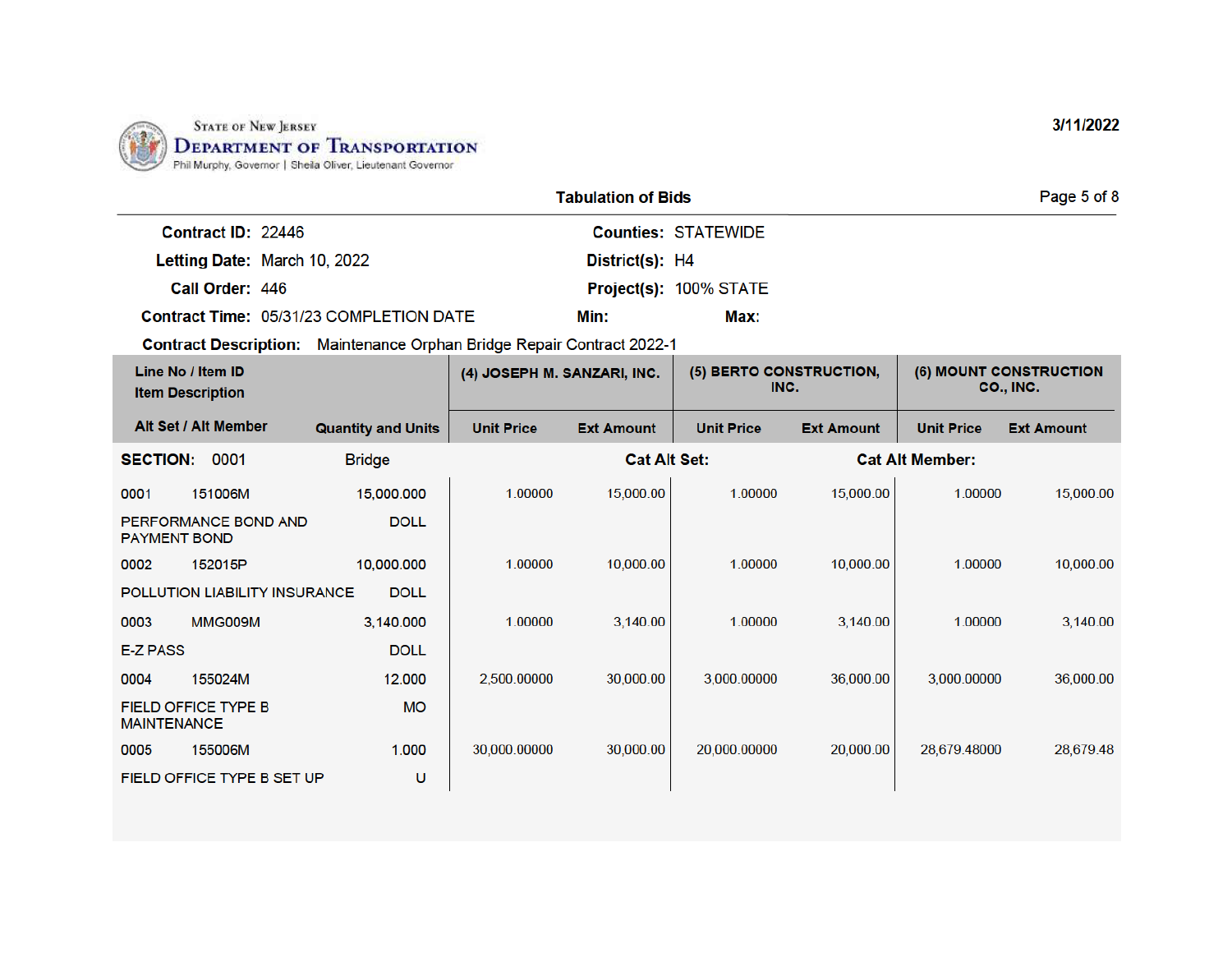State of New Jersey
**Department of Transportation**
Phil Murphy, Governor | Sheila Oliver, Lieutenant Governor

3/11/2022

## Tabulation of Bids

**Contract ID:** 22446 **Counties:** STATEWIDE

**Letting Date:** March 10, 2022 **District(s):** H4

**Call Order:** 446 **Project(s):** 100% STATE

**Contract Time:** 05/31/23 COMPLETION DATE **Min:** **Max:**

**Contract Description:** Maintenance Orphan Bridge Repair Contract 2022-1

| Line No / Item ID<br>Item Description<br>Alt Set / Alt Member | Quantity and Units | (4) JOSEPH M. SANZARI, INC. | | (5) BERTO CONSTRUCTION, INC. | | (6) MOUNT CONSTRUCTION CO., INC. | |
|---|---|---|---|---|---|---|---|
| | | Unit Price | Ext Amount | Unit Price | Ext Amount | Unit Price | Ext Amount |
| **SECTION: 0001 Bridge** | | **Cat Alt Set:** | | | **Cat Alt Member:** | | |
| 0001 151006M<br>PERFORMANCE BOND AND PAYMENT BOND | 15,000.000<br>DOLL | 1.00000 | 15,000.00 | 1.00000 | 15,000.00 | 1.00000 | 15,000.00 |
| 0002 152015P<br>POLLUTION LIABILITY INSURANCE | 10,000.000<br>DOLL | 1.00000 | 10,000.00 | 1.00000 | 10,000.00 | 1.00000 | 10,000.00 |
| 0003 MMG009M<br>E-Z PASS | 3,140.000<br>DOLL | 1.00000 | 3,140.00 | 1.00000 | 3,140.00 | 1.00000 | 3,140.00 |
| 0004 155024M<br>FIELD OFFICE TYPE B MAINTENANCE | 12.000<br>MO | 2,500.00000 | 30,000.00 | 3,000.00000 | 36,000.00 | 3,000.00000 | 36,000.00 |
| 0005 155006M<br>FIELD OFFICE TYPE B SET UP | 1.000<br>U | 30,000.00000 | 30,000.00 | 20,000.00000 | 20,000.00 | 28,679.48000 | 28,679.48 |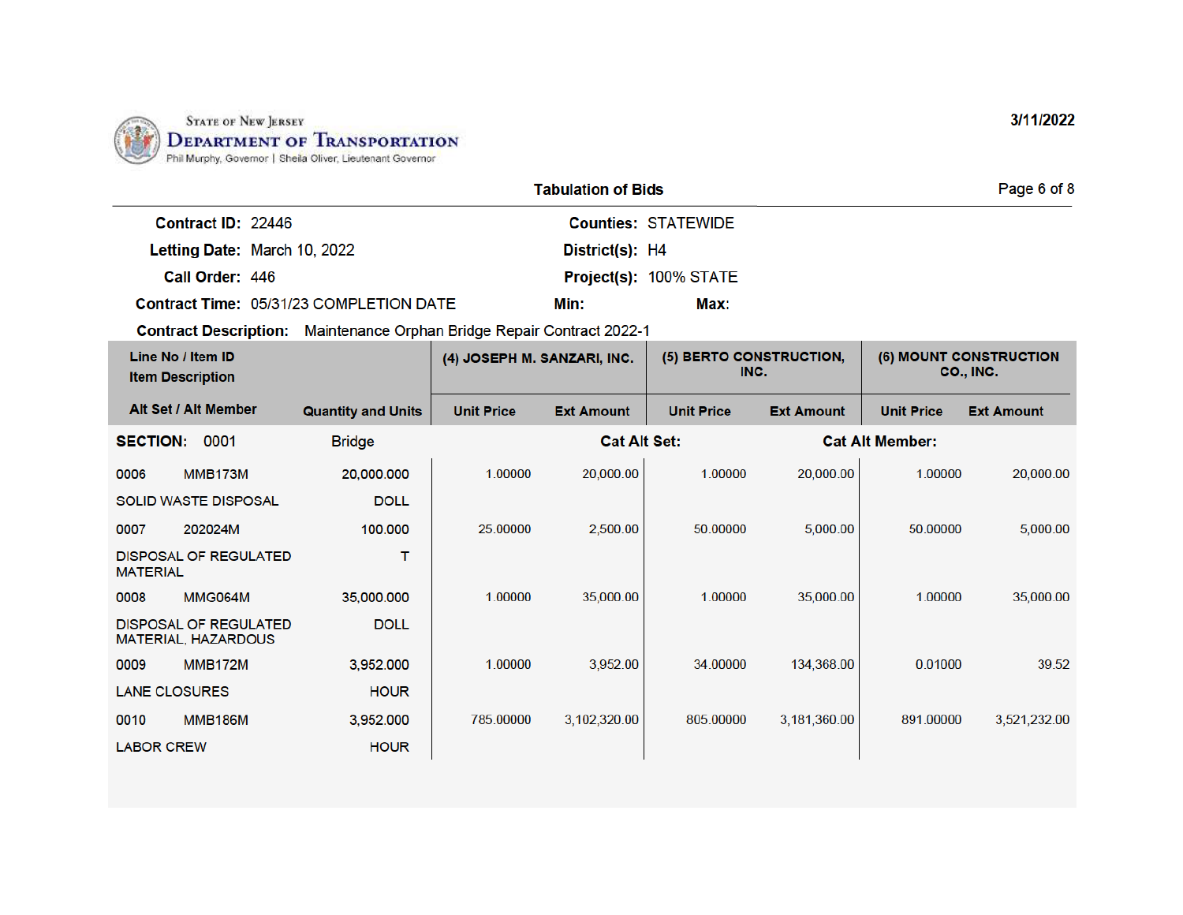**State of New Jersey**
**Department of Transportation**
Phil Murphy, Governor | Sheila Oliver, Lieutenant Governor

3/11/2022

## Tabulation of Bids

**Contract ID:** 22446 **Counties:** STATEWIDE
**Letting Date:** March 10, 2022 **District(s):** H4
**Call Order:** 446 **Project(s):** 100% STATE
**Contract Time:** 05/31/23 COMPLETION DATE **Min:** **Max:**
**Contract Description:** Maintenance Orphan Bridge Repair Contract 2022-1

| Line No / Item ID<br>Item Description<br>Alt Set / Alt Member | Quantity and Units | (4) JOSEPH M. SANZARI, INC. | | (5) BERTO CONSTRUCTION, INC. | | (6) MOUNT CONSTRUCTION CO., INC. | |
|---|---|---|---|---|---|---|---|
| | | Unit Price | Ext Amount | Unit Price | Ext Amount | Unit Price | Ext Amount |
| **SECTION: 0001** Bridge | | | **Cat Alt Set:** | | **Cat Alt Member:** | | |
| 0006 MMB173M<br>SOLID WASTE DISPOSAL | 20,000.000<br>DOLL | 1.00000 | 20,000.00 | 1.00000 | 20,000.00 | 1.00000 | 20,000.00 |
| 0007 202024M<br>DISPOSAL OF REGULATED MATERIAL | 100.000<br>T | 25.00000 | 2,500.00 | 50.00000 | 5,000.00 | 50.00000 | 5,000.00 |
| 0008 MMG064M<br>DISPOSAL OF REGULATED MATERIAL, HAZARDOUS | 35,000.000<br>DOLL | 1.00000 | 35,000.00 | 1.00000 | 35,000.00 | 1.00000 | 35,000.00 |
| 0009 MMB172M<br>LANE CLOSURES | 3,952.000<br>HOUR | 1.00000 | 3,952.00 | 34.00000 | 134,368.00 | 0.01000 | 39.52 |
| 0010 MMB186M<br>LABOR CREW | 3,952.000<br>HOUR | 785.00000 | 3,102,320.00 | 805.00000 | 3,181,360.00 | 891.00000 | 3,521,232.00 |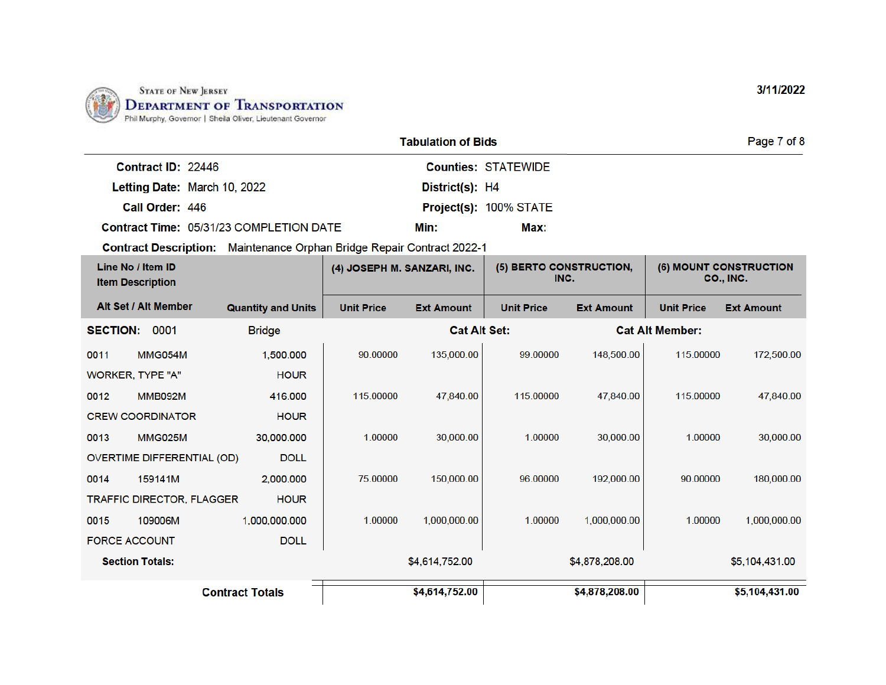State of New Jersey
**Department of Transportation**
Phil Murphy, Governor | Sheila Oliver, Lieutenant Governor

3/11/2022

## Tabulation of Bids

**Contract ID:** 22446 **Counties:** STATEWIDE
**Letting Date:** March 10, 2022 **District(s):** H4
**Call Order:** 446 **Project(s):** 100% STATE
**Contract Time:** 05/31/23 COMPLETION DATE **Min:** **Max:**

**Contract Description:** Maintenance Orphan Bridge Repair Contract 2022-1

| Line No / Item ID / Item Description / Alt Set / Alt Member | Quantity and Units | (4) JOSEPH M. SANZARI, INC. Unit Price | Ext Amount | (5) BERTO CONSTRUCTION, INC. Unit Price | Ext Amount | (6) MOUNT CONSTRUCTION CO., INC. Unit Price | Ext Amount |
|---|---|---|---|---|---|---|---|
| **SECTION: 0001 Bridge** | | | Cat Alt Set: | | Cat Alt Member: | | |
| 0011 MMG054M WORKER, TYPE "A" | 1,500.000 HOUR | 90.00000 | 135,000.00 | 99.00000 | 148,500.00 | 115.00000 | 172,500.00 |
| 0012 MMB092M CREW COORDINATOR | 416.000 HOUR | 115.00000 | 47,840.00 | 115.00000 | 47,840.00 | 115.00000 | 47,840.00 |
| 0013 MMG025M OVERTIME DIFFERENTIAL (OD) | 30,000.000 DOLL | 1.00000 | 30,000.00 | 1.00000 | 30,000.00 | 1.00000 | 30,000.00 |
| 0014 159141M TRAFFIC DIRECTOR, FLAGGER | 2,000.000 HOUR | 75.00000 | 150,000.00 | 96.00000 | 192,000.00 | 90.00000 | 180,000.00 |
| 0015 109006M FORCE ACCOUNT | 1,000,000.000 DOLL | 1.00000 | 1,000,000.00 | 1.00000 | 1,000,000.00 | 1.00000 | 1,000,000.00 |
| **Section Totals:** | | | $4,614,752.00 | | $4,878,208.00 | | $5,104,431.00 |
| **Contract Totals** | | | **$4,614,752.00** | | **$4,878,208.00** | | **$5,104,431.00** |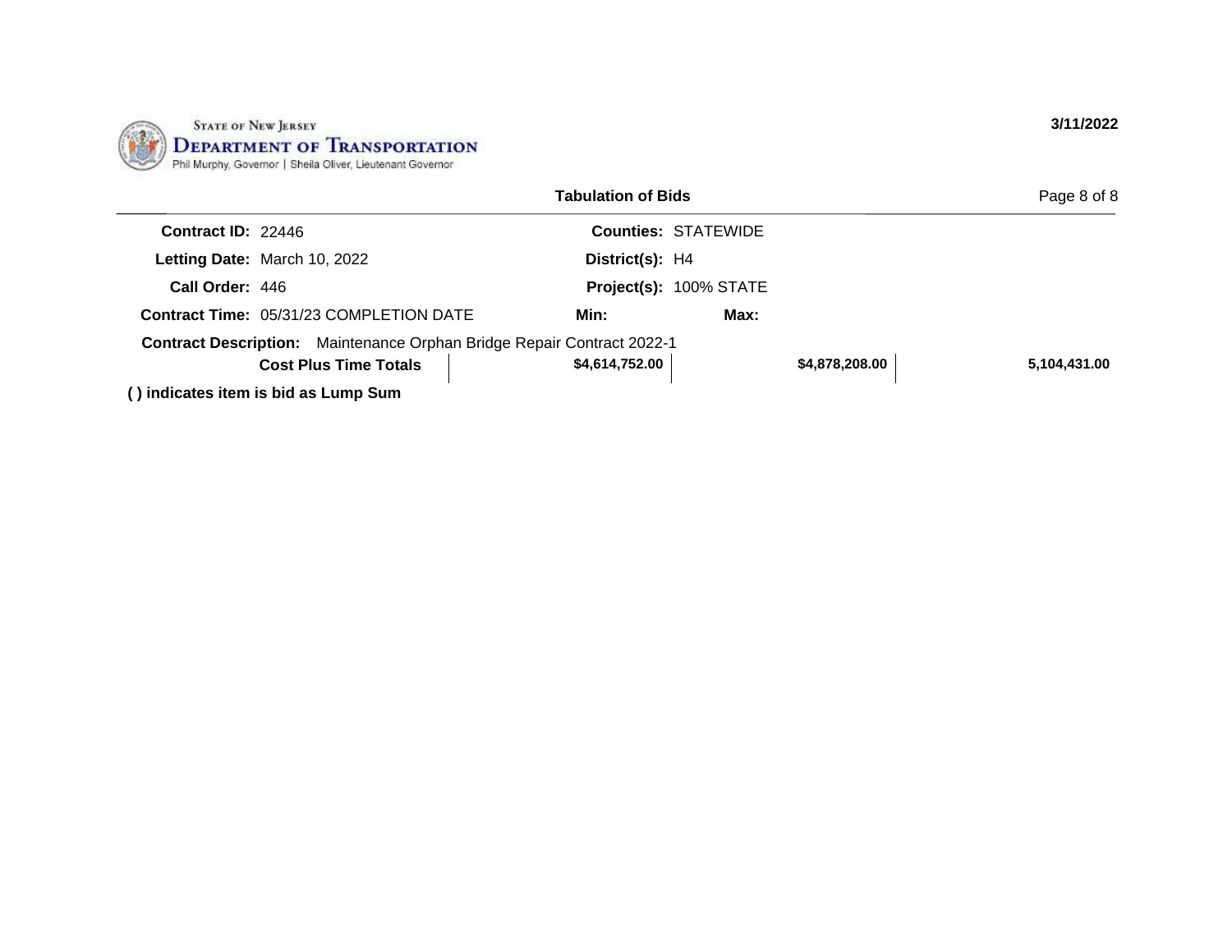**Contract ID:** 22446  **Counties:** STATEWIDE

**Letting Date:** March 10, 2022  **District(s):** H4

**Call Order:** 446  **Project(s):** 100% STATE

**Contract Time:** 05/31/23 COMPLETION DATE  **Min:**  **Max:**

**Contract Description:** Maintenance Orphan Bridge Repair Contract 2022-1

| | | | |
|---|---|---|---|
| **Cost Plus Time Totals** | **$4,614,752.00** | **$4,878,208.00** | **5,104,431.00** |

**( ) indicates item is bid as Lump Sum**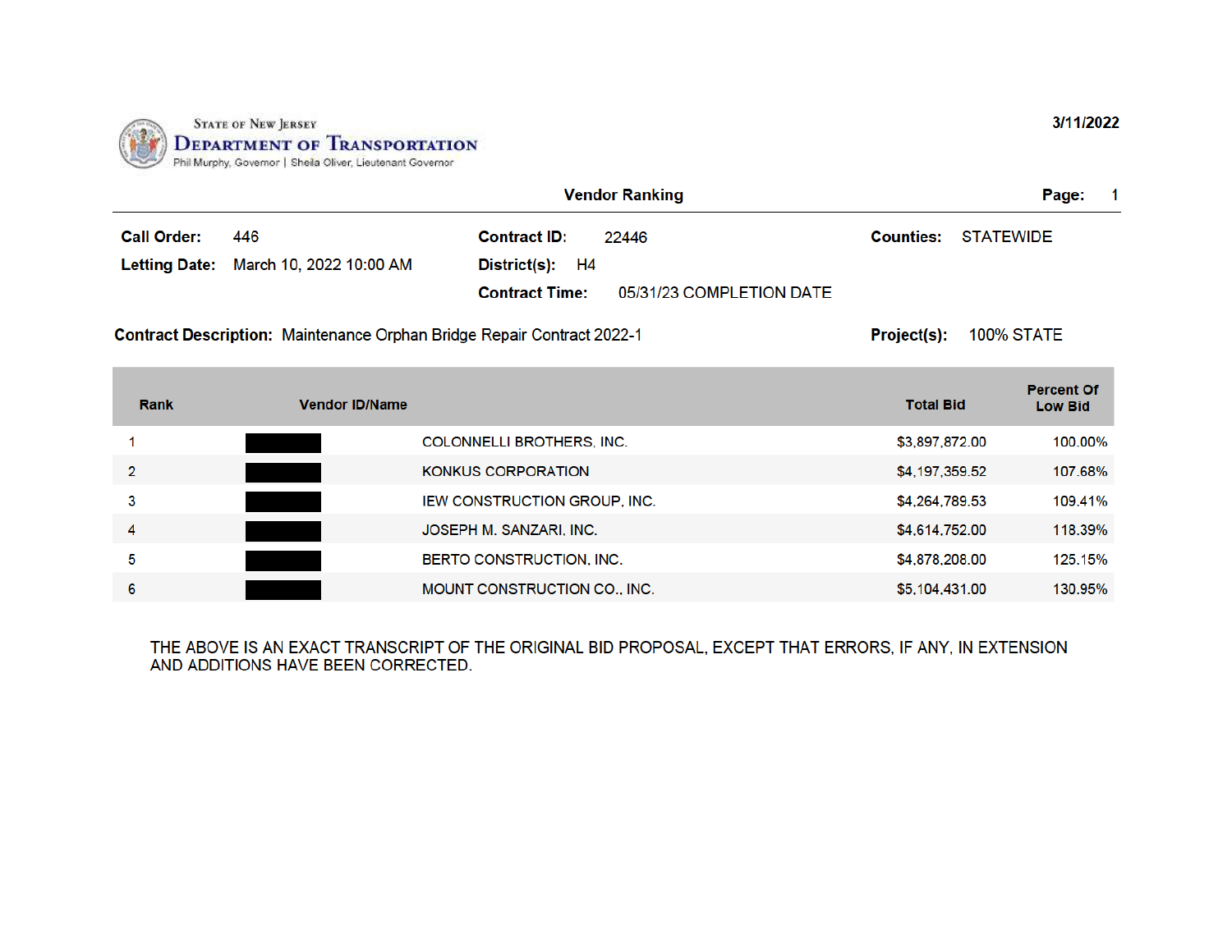State of New Jersey
**Department of Transportation**
Phil Murphy, Governor | Sheila Oliver, Lieutenant Governor

**3/11/2022**

## Vendor Ranking

**Page:** 1

**Call Order:** 446
**Letting Date:** March 10, 2022 10:00 AM

**Contract ID:** 22446
**District(s):** H4
**Contract Time:** 05/31/23 COMPLETION DATE

**Counties:** STATEWIDE

**Contract Description:** Maintenance Orphan Bridge Repair Contract 2022-1

**Project(s):** 100% STATE

| Rank | Vendor ID/Name | | Total Bid | Percent Of Low Bid |
|---|---|---|---|---|
| 1 | ████ | COLONNELLI BROTHERS, INC. | $3,897,872.00 | 100.00% |
| 2 | ████ | KONKUS CORPORATION | $4,197,359.52 | 107.68% |
| 3 | ████ | IEW CONSTRUCTION GROUP, INC. | $4,264,789.53 | 109.41% |
| 4 | ████ | JOSEPH M. SANZARI, INC. | $4,614,752.00 | 118.39% |
| 5 | ████ | BERTO CONSTRUCTION, INC. | $4,878,208.00 | 125.15% |
| 6 | ████ | MOUNT CONSTRUCTION CO., INC. | $5,104,431.00 | 130.95% |

THE ABOVE IS AN EXACT TRANSCRIPT OF THE ORIGINAL BID PROPOSAL, EXCEPT THAT ERRORS, IF ANY, IN EXTENSION AND ADDITIONS HAVE BEEN CORRECTED.